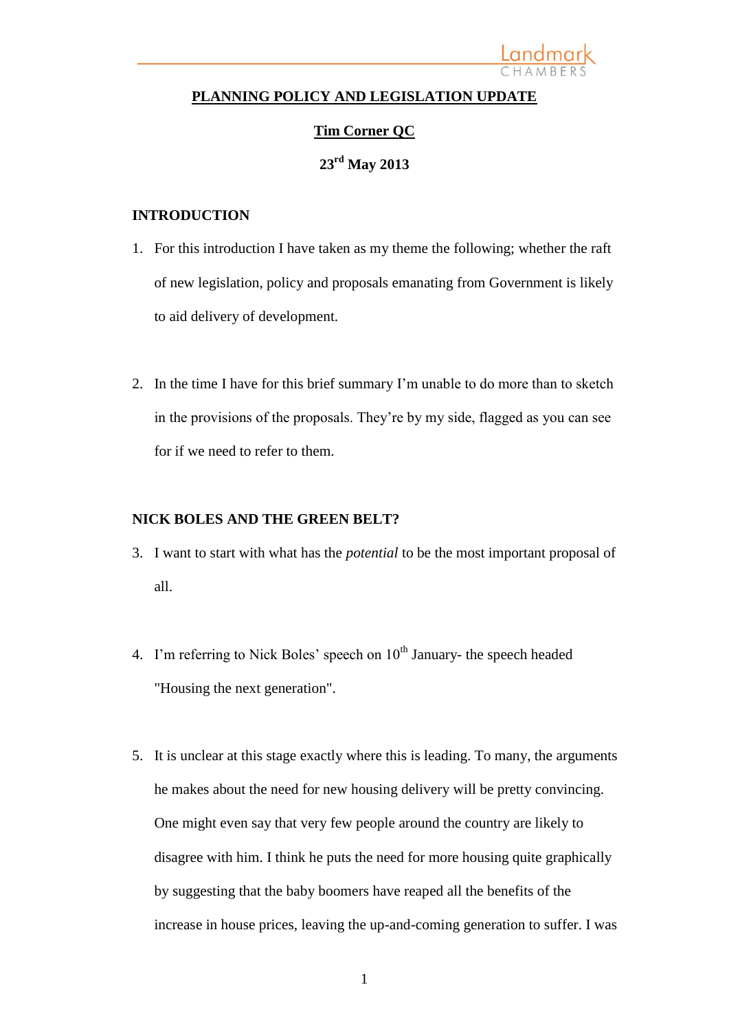**PLANNING POLICY AND LEGISLATION UPDATE**

**Tim Corner QC**

**23rd May 2013**

## INTRODUCTION

1. For this introduction I have taken as my theme the following; whether the raft of new legislation, policy and proposals emanating from Government is likely to aid delivery of development.

2. In the time I have for this brief summary I'm unable to do more than to sketch in the provisions of the proposals. They're by my side, flagged as you can see for if we need to refer to them.

## NICK BOLES AND THE GREEN BELT?

3. I want to start with what has the *potential* to be the most important proposal of all.

4. I'm referring to Nick Boles' speech on 10th January- the speech headed "Housing the next generation".

5. It is unclear at this stage exactly where this is leading. To many, the arguments he makes about the need for new housing delivery will be pretty convincing. One might even say that very few people around the country are likely to disagree with him. I think he puts the need for more housing quite graphically by suggesting that the baby boomers have reaped all the benefits of the increase in house prices, leaving the up-and-coming generation to suffer. I was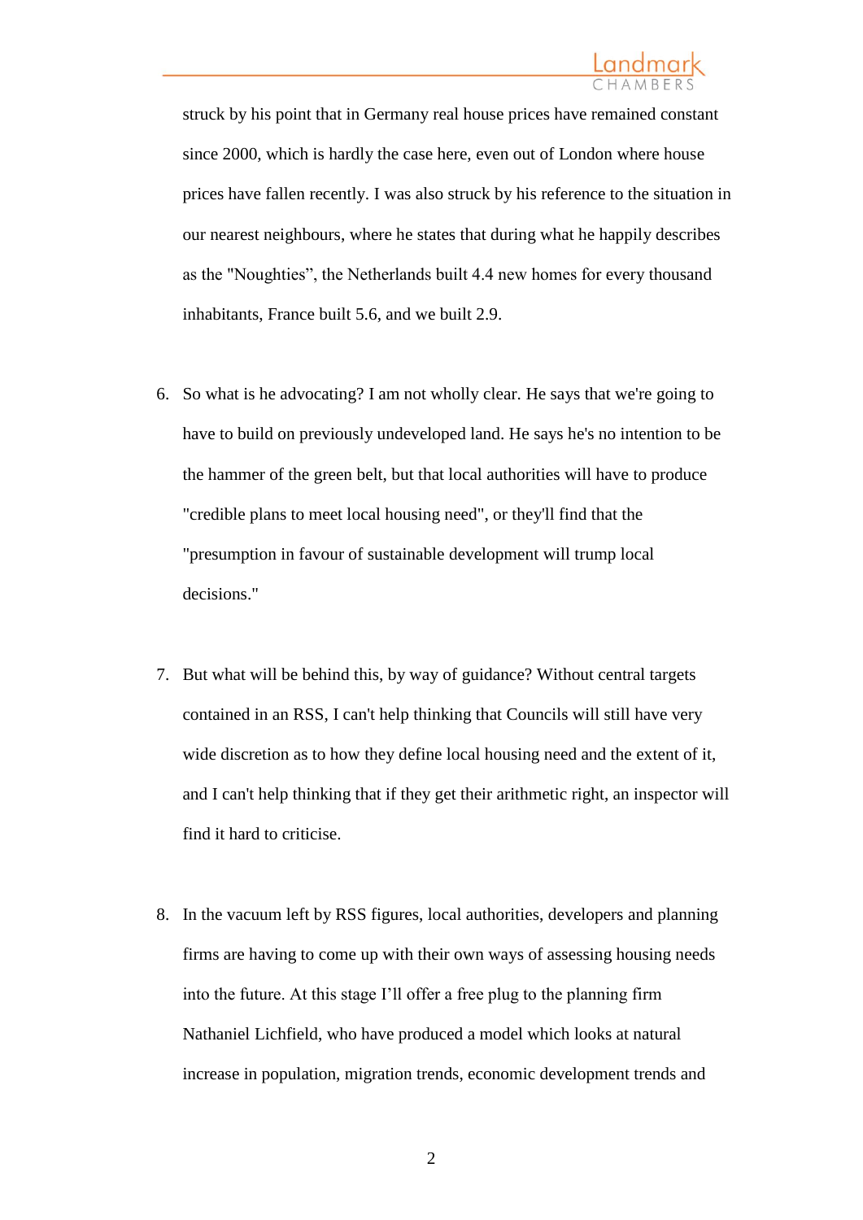struck by his point that in Germany real house prices have remained constant since 2000, which is hardly the case here, even out of London where house prices have fallen recently. I was also struck by his reference to the situation in our nearest neighbours, where he states that during what he happily describes as the "Noughties", the Netherlands built 4.4 new homes for every thousand inhabitants, France built 5.6, and we built 2.9.

6. So what is he advocating? I am not wholly clear. He says that we're going to have to build on previously undeveloped land. He says he's no intention to be the hammer of the green belt, but that local authorities will have to produce "credible plans to meet local housing need", or they'll find that the "presumption in favour of sustainable development will trump local decisions."

7. But what will be behind this, by way of guidance? Without central targets contained in an RSS, I can't help thinking that Councils will still have very wide discretion as to how they define local housing need and the extent of it, and I can't help thinking that if they get their arithmetic right, an inspector will find it hard to criticise.

8. In the vacuum left by RSS figures, local authorities, developers and planning firms are having to come up with their own ways of assessing housing needs into the future. At this stage I'll offer a free plug to the planning firm Nathaniel Lichfield, who have produced a model which looks at natural increase in population, migration trends, economic development trends and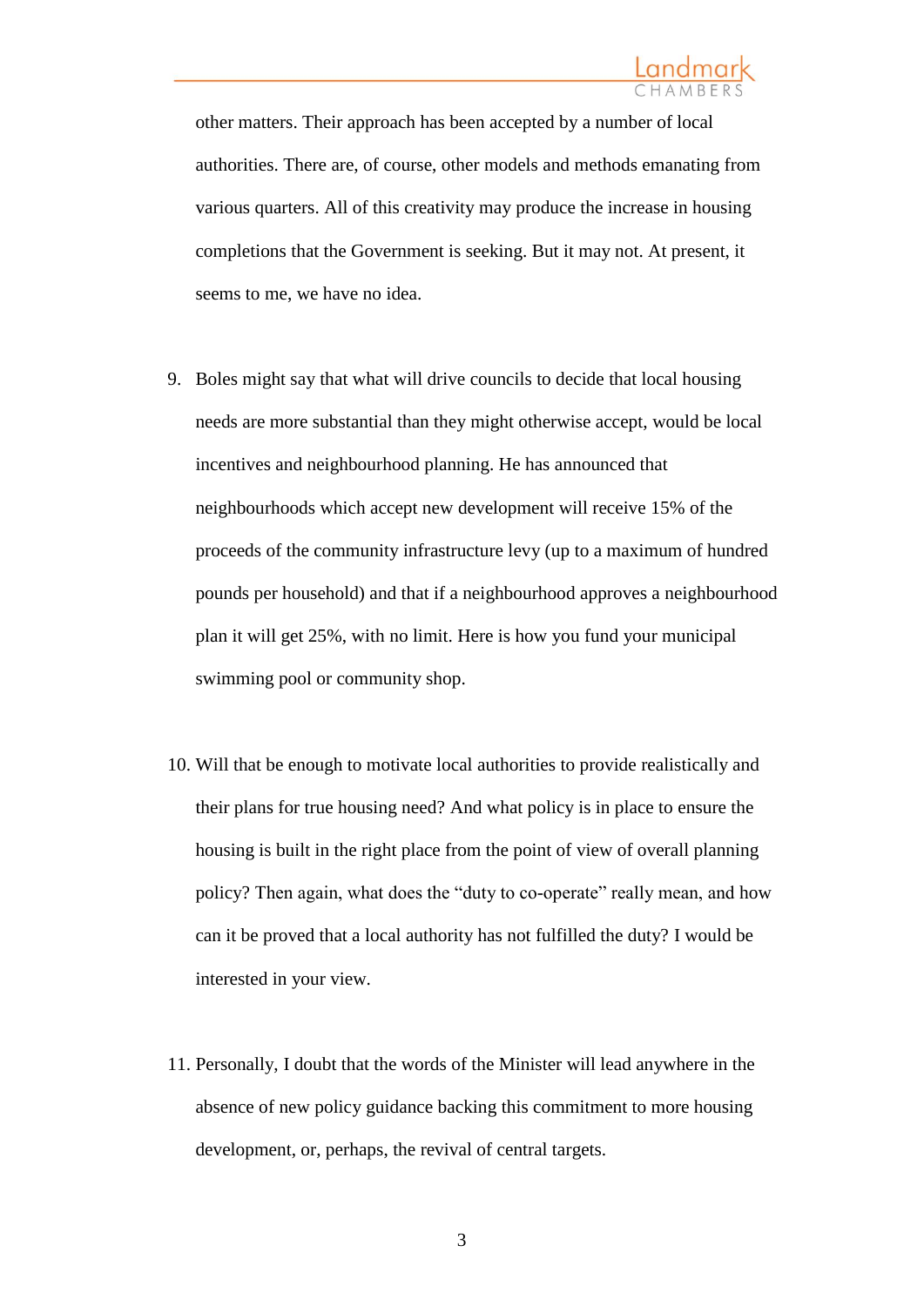other matters. Their approach has been accepted by a number of local authorities. There are, of course, other models and methods emanating from various quarters. All of this creativity may produce the increase in housing completions that the Government is seeking. But it may not. At present, it seems to me, we have no idea.

9. Boles might say that what will drive councils to decide that local housing needs are more substantial than they might otherwise accept, would be local incentives and neighbourhood planning. He has announced that neighbourhoods which accept new development will receive 15% of the proceeds of the community infrastructure levy (up to a maximum of hundred pounds per household) and that if a neighbourhood approves a neighbourhood plan it will get 25%, with no limit. Here is how you fund your municipal swimming pool or community shop.

10. Will that be enough to motivate local authorities to provide realistically and their plans for true housing need? And what policy is in place to ensure the housing is built in the right place from the point of view of overall planning policy? Then again, what does the "duty to co-operate" really mean, and how can it be proved that a local authority has not fulfilled the duty? I would be interested in your view.

11. Personally, I doubt that the words of the Minister will lead anywhere in the absence of new policy guidance backing this commitment to more housing development, or, perhaps, the revival of central targets.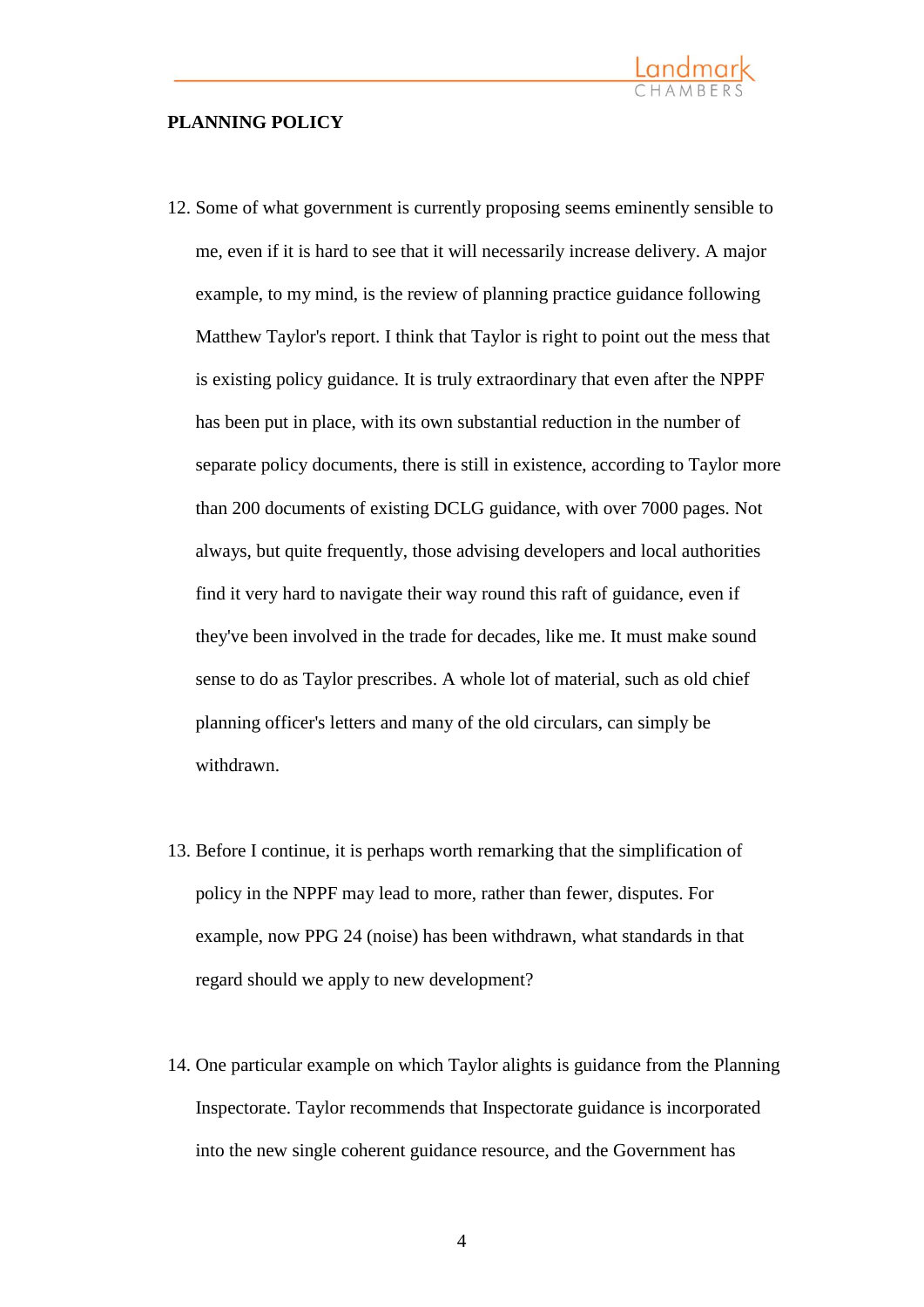**PLANNING POLICY**

12. Some of what government is currently proposing seems eminently sensible to me, even if it is hard to see that it will necessarily increase delivery. A major example, to my mind, is the review of planning practice guidance following Matthew Taylor's report. I think that Taylor is right to point out the mess that is existing policy guidance. It is truly extraordinary that even after the NPPF has been put in place, with its own substantial reduction in the number of separate policy documents, there is still in existence, according to Taylor more than 200 documents of existing DCLG guidance, with over 7000 pages. Not always, but quite frequently, those advising developers and local authorities find it very hard to navigate their way round this raft of guidance, even if they've been involved in the trade for decades, like me. It must make sound sense to do as Taylor prescribes. A whole lot of material, such as old chief planning officer's letters and many of the old circulars, can simply be withdrawn.

13. Before I continue, it is perhaps worth remarking that the simplification of policy in the NPPF may lead to more, rather than fewer, disputes. For example, now PPG 24 (noise) has been withdrawn, what standards in that regard should we apply to new development?

14. One particular example on which Taylor alights is guidance from the Planning Inspectorate. Taylor recommends that Inspectorate guidance is incorporated into the new single coherent guidance resource, and the Government has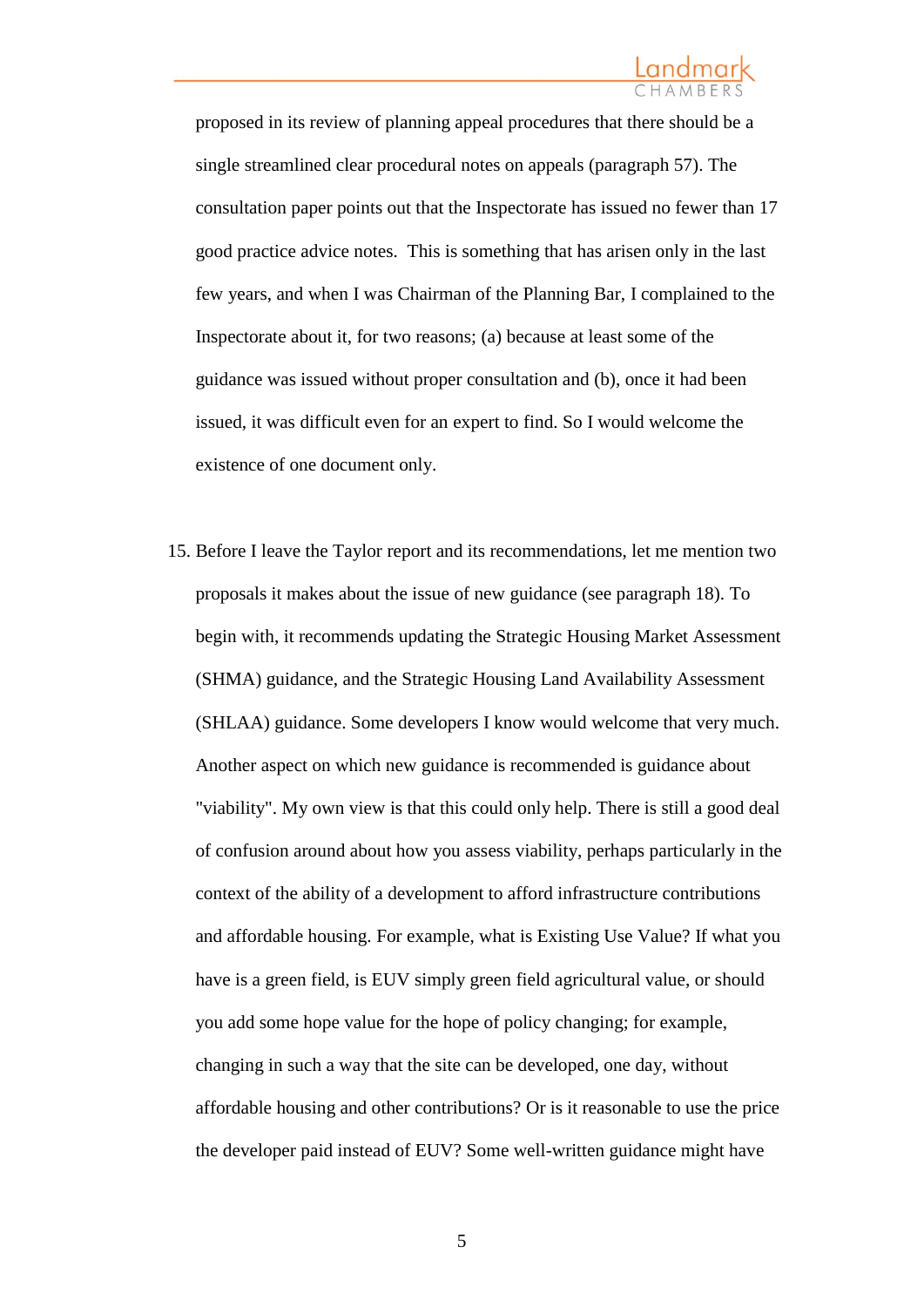proposed in its review of planning appeal procedures that there should be a single streamlined clear procedural notes on appeals (paragraph 57). The consultation paper points out that the Inspectorate has issued no fewer than 17 good practice advice notes. This is something that has arisen only in the last few years, and when I was Chairman of the Planning Bar, I complained to the Inspectorate about it, for two reasons; (a) because at least some of the guidance was issued without proper consultation and (b), once it had been issued, it was difficult even for an expert to find. So I would welcome the existence of one document only.

15. Before I leave the Taylor report and its recommendations, let me mention two proposals it makes about the issue of new guidance (see paragraph 18). To begin with, it recommends updating the Strategic Housing Market Assessment (SHMA) guidance, and the Strategic Housing Land Availability Assessment (SHLAA) guidance. Some developers I know would welcome that very much. Another aspect on which new guidance is recommended is guidance about "viability". My own view is that this could only help. There is still a good deal of confusion around about how you assess viability, perhaps particularly in the context of the ability of a development to afford infrastructure contributions and affordable housing. For example, what is Existing Use Value? If what you have is a green field, is EUV simply green field agricultural value, or should you add some hope value for the hope of policy changing; for example, changing in such a way that the site can be developed, one day, without affordable housing and other contributions? Or is it reasonable to use the price the developer paid instead of EUV? Some well-written guidance might have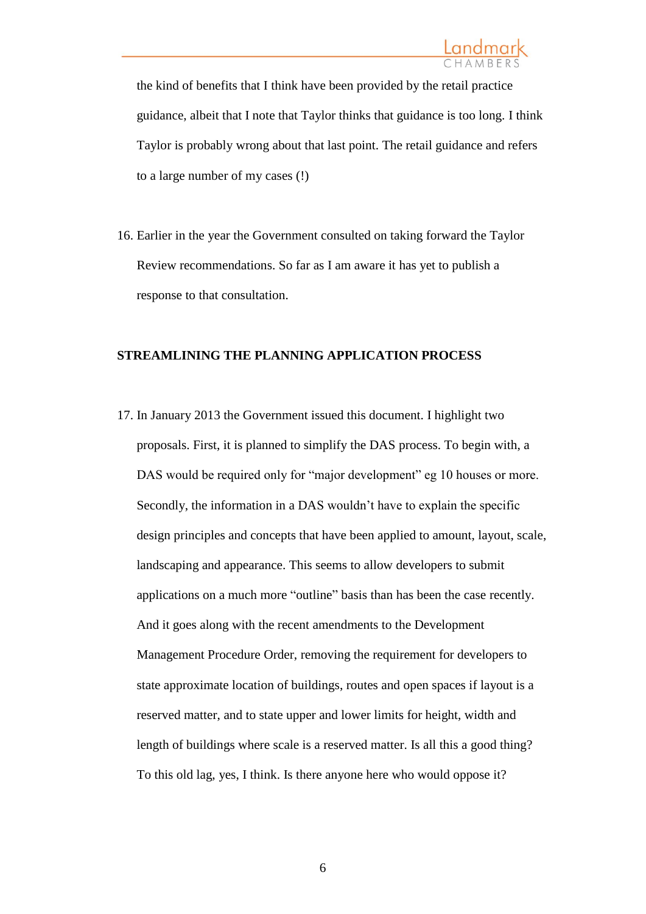the kind of benefits that I think have been provided by the retail practice guidance, albeit that I note that Taylor thinks that guidance is too long. I think Taylor is probably wrong about that last point. The retail guidance and refers to a large number of my cases (!)

16. Earlier in the year the Government consulted on taking forward the Taylor Review recommendations. So far as I am aware it has yet to publish a response to that consultation.

**STREAMLINING THE PLANNING APPLICATION PROCESS**

17. In January 2013 the Government issued this document. I highlight two proposals. First, it is planned to simplify the DAS process. To begin with, a DAS would be required only for "major development" eg 10 houses or more. Secondly, the information in a DAS wouldn't have to explain the specific design principles and concepts that have been applied to amount, layout, scale, landscaping and appearance. This seems to allow developers to submit applications on a much more "outline" basis than has been the case recently. And it goes along with the recent amendments to the Development Management Procedure Order, removing the requirement for developers to state approximate location of buildings, routes and open spaces if layout is a reserved matter, and to state upper and lower limits for height, width and length of buildings where scale is a reserved matter. Is all this a good thing? To this old lag, yes, I think. Is there anyone here who would oppose it?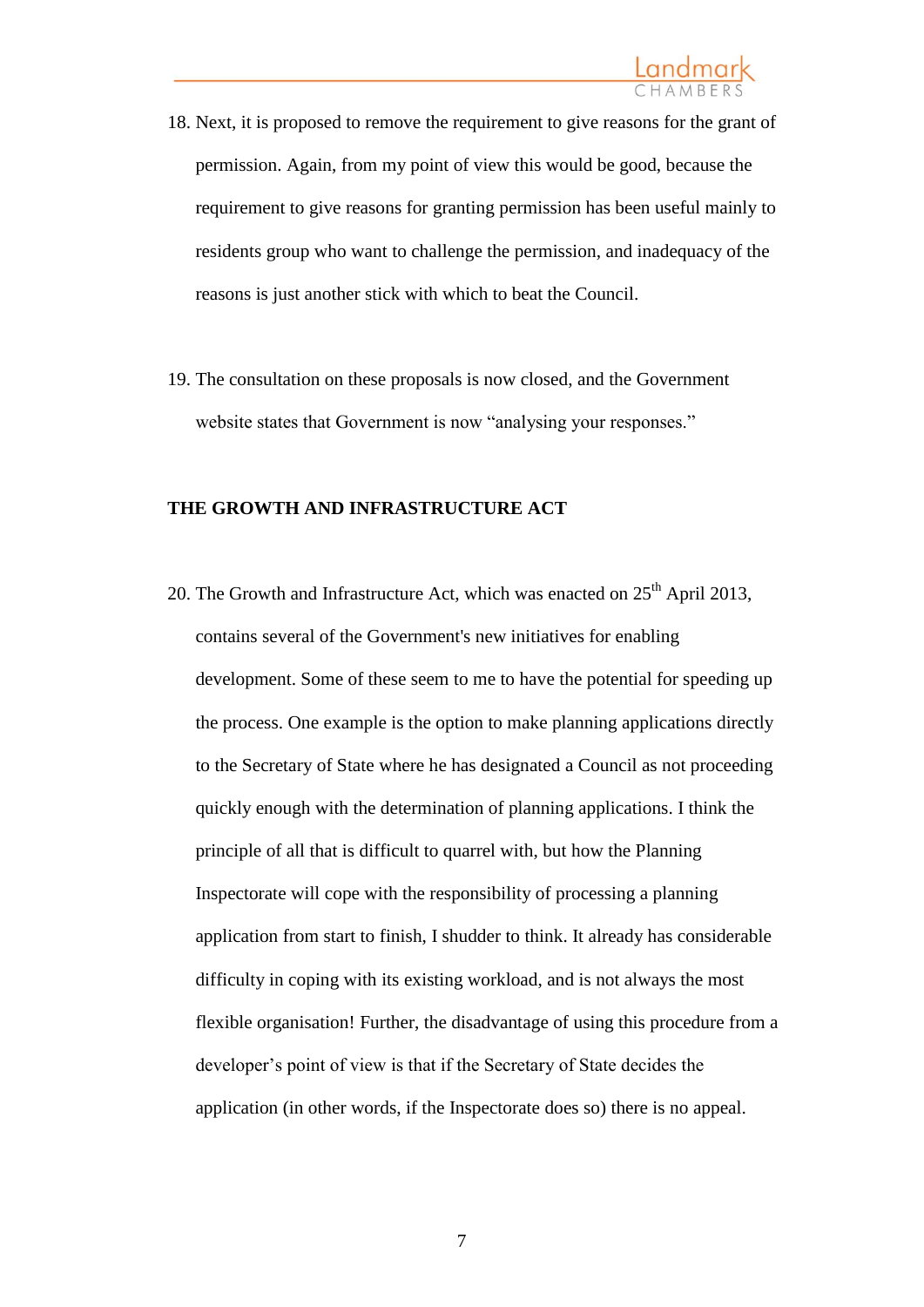18. Next, it is proposed to remove the requirement to give reasons for the grant of permission. Again, from my point of view this would be good, because the requirement to give reasons for granting permission has been useful mainly to residents group who want to challenge the permission, and inadequacy of the reasons is just another stick with which to beat the Council.

19. The consultation on these proposals is now closed, and the Government website states that Government is now "analysing your responses."

**THE GROWTH AND INFRASTRUCTURE ACT**

20. The Growth and Infrastructure Act, which was enacted on 25th April 2013, contains several of the Government's new initiatives for enabling development. Some of these seem to me to have the potential for speeding up the process. One example is the option to make planning applications directly to the Secretary of State where he has designated a Council as not proceeding quickly enough with the determination of planning applications. I think the principle of all that is difficult to quarrel with, but how the Planning Inspectorate will cope with the responsibility of processing a planning application from start to finish, I shudder to think. It already has considerable difficulty in coping with its existing workload, and is not always the most flexible organisation! Further, the disadvantage of using this procedure from a developer's point of view is that if the Secretary of State decides the application (in other words, if the Inspectorate does so) there is no appeal.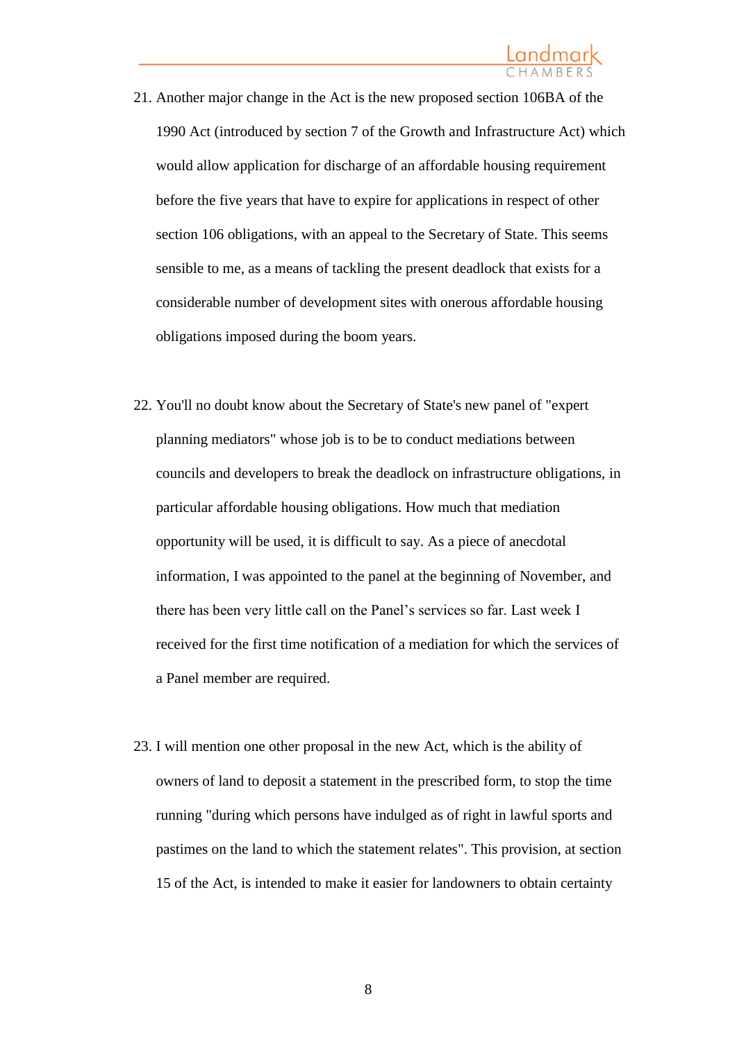21. Another major change in the Act is the new proposed section 106BA of the 1990 Act (introduced by section 7 of the Growth and Infrastructure Act) which would allow application for discharge of an affordable housing requirement before the five years that have to expire for applications in respect of other section 106 obligations, with an appeal to the Secretary of State. This seems sensible to me, as a means of tackling the present deadlock that exists for a considerable number of development sites with onerous affordable housing obligations imposed during the boom years.

22. You'll no doubt know about the Secretary of State's new panel of "expert planning mediators" whose job is to be to conduct mediations between councils and developers to break the deadlock on infrastructure obligations, in particular affordable housing obligations. How much that mediation opportunity will be used, it is difficult to say. As a piece of anecdotal information, I was appointed to the panel at the beginning of November, and there has been very little call on the Panel's services so far. Last week I received for the first time notification of a mediation for which the services of a Panel member are required.

23. I will mention one other proposal in the new Act, which is the ability of owners of land to deposit a statement in the prescribed form, to stop the time running "during which persons have indulged as of right in lawful sports and pastimes on the land to which the statement relates". This provision, at section 15 of the Act, is intended to make it easier for landowners to obtain certainty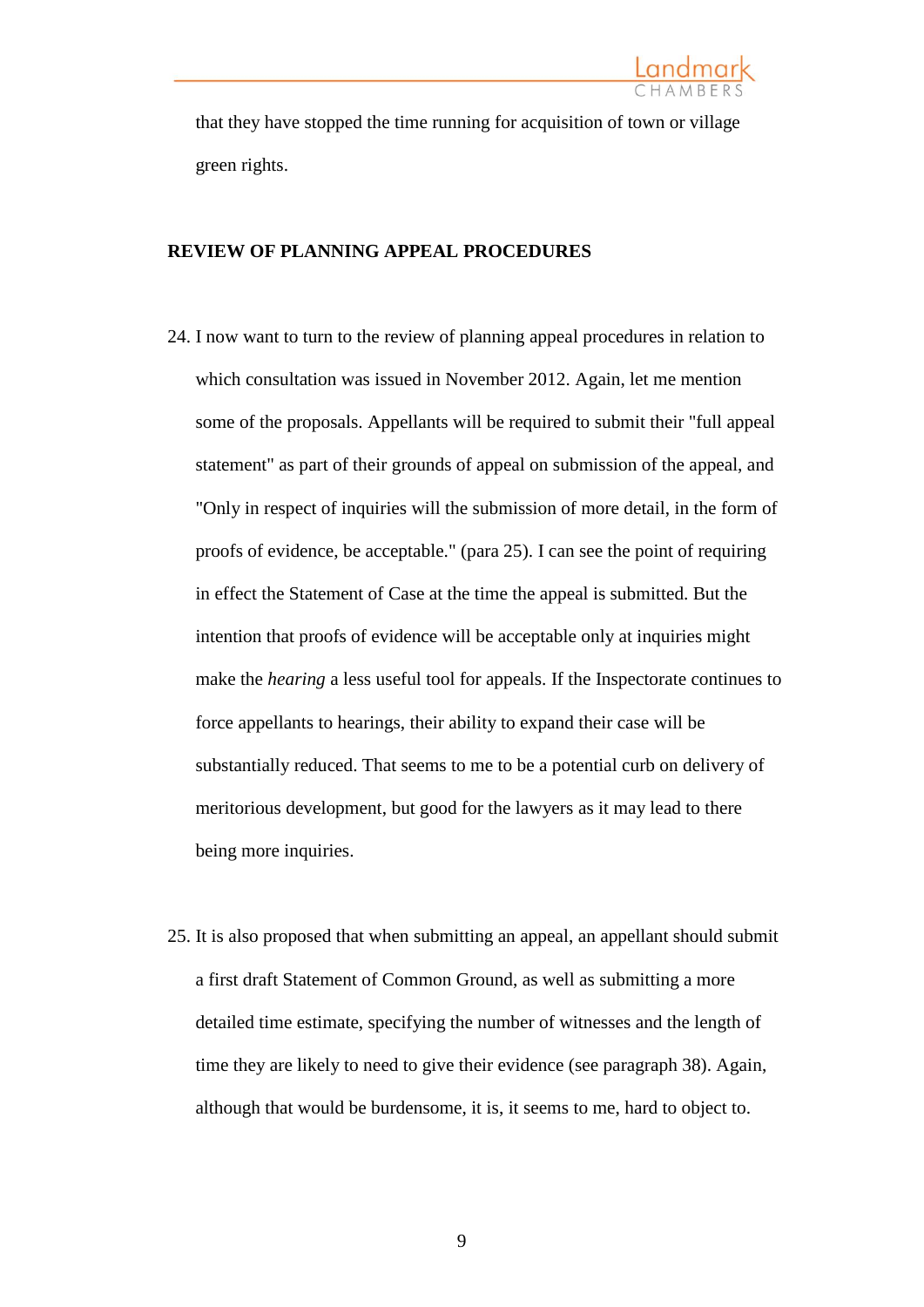that they have stopped the time running for acquisition of town or village green rights.

## REVIEW OF PLANNING APPEAL PROCEDURES

24. I now want to turn to the review of planning appeal procedures in relation to which consultation was issued in November 2012. Again, let me mention some of the proposals. Appellants will be required to submit their "full appeal statement" as part of their grounds of appeal on submission of the appeal, and "Only in respect of inquiries will the submission of more detail, in the form of proofs of evidence, be acceptable." (para 25). I can see the point of requiring in effect the Statement of Case at the time the appeal is submitted. But the intention that proofs of evidence will be acceptable only at inquiries might make the *hearing* a less useful tool for appeals. If the Inspectorate continues to force appellants to hearings, their ability to expand their case will be substantially reduced. That seems to me to be a potential curb on delivery of meritorious development, but good for the lawyers as it may lead to there being more inquiries.

25. It is also proposed that when submitting an appeal, an appellant should submit a first draft Statement of Common Ground, as well as submitting a more detailed time estimate, specifying the number of witnesses and the length of time they are likely to need to give their evidence (see paragraph 38). Again, although that would be burdensome, it is, it seems to me, hard to object to.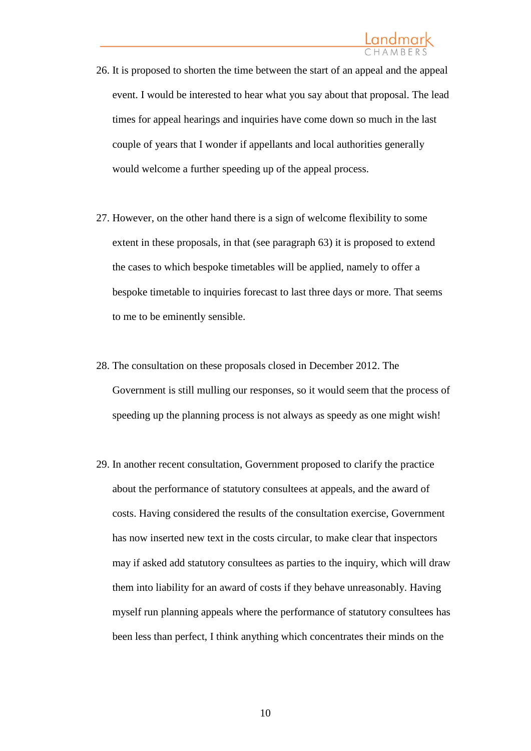26. It is proposed to shorten the time between the start of an appeal and the appeal event. I would be interested to hear what you say about that proposal. The lead times for appeal hearings and inquiries have come down so much in the last couple of years that I wonder if appellants and local authorities generally would welcome a further speeding up of the appeal process.

27. However, on the other hand there is a sign of welcome flexibility to some extent in these proposals, in that (see paragraph 63) it is proposed to extend the cases to which bespoke timetables will be applied, namely to offer a bespoke timetable to inquiries forecast to last three days or more. That seems to me to be eminently sensible.

28. The consultation on these proposals closed in December 2012. The Government is still mulling our responses, so it would seem that the process of speeding up the planning process is not always as speedy as one might wish!

29. In another recent consultation, Government proposed to clarify the practice about the performance of statutory consultees at appeals, and the award of costs. Having considered the results of the consultation exercise, Government has now inserted new text in the costs circular, to make clear that inspectors may if asked add statutory consultees as parties to the inquiry, which will draw them into liability for an award of costs if they behave unreasonably. Having myself run planning appeals where the performance of statutory consultees has been less than perfect, I think anything which concentrates their minds on the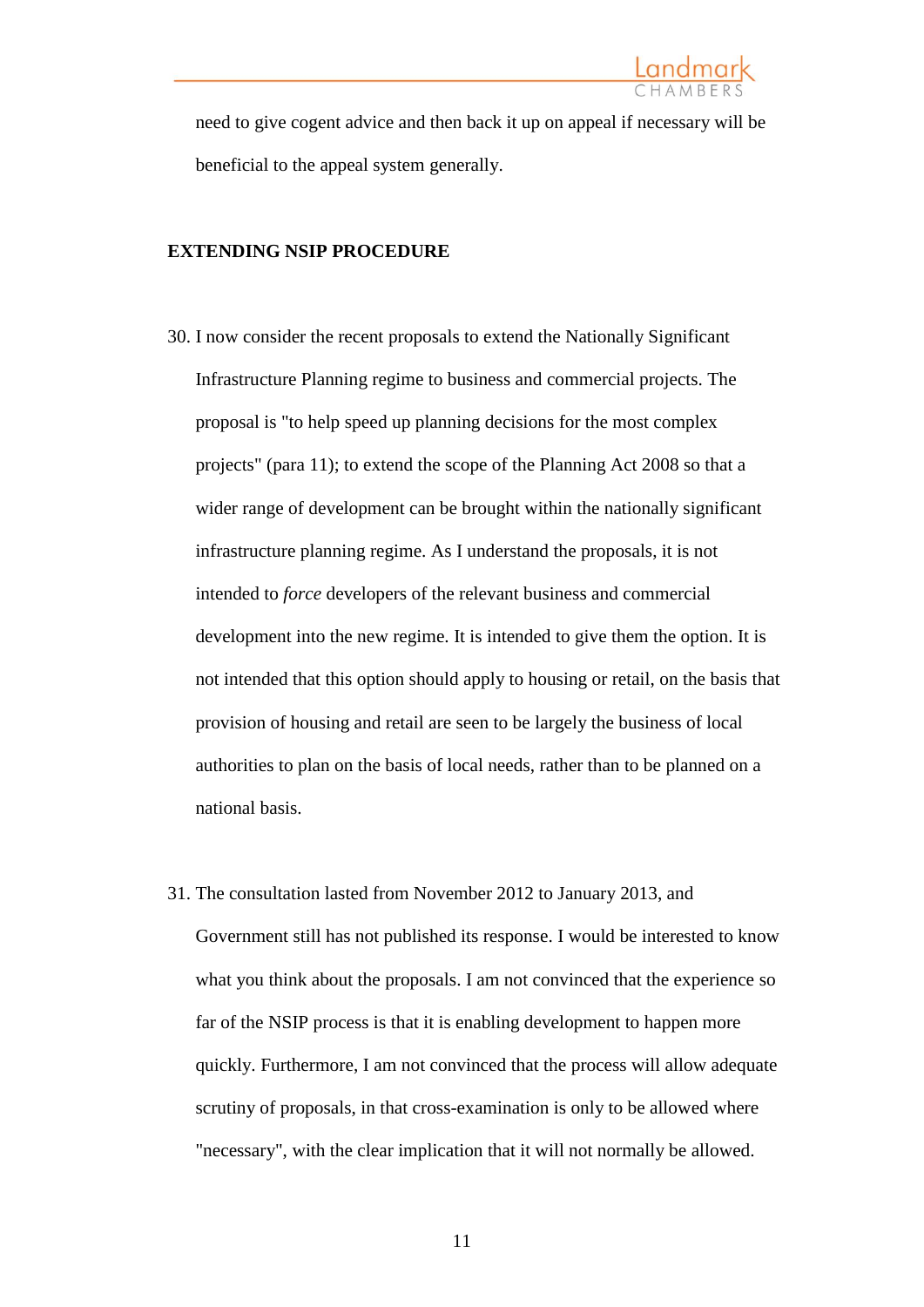need to give cogent advice and then back it up on appeal if necessary will be beneficial to the appeal system generally.

**EXTENDING NSIP PROCEDURE**

30. I now consider the recent proposals to extend the Nationally Significant Infrastructure Planning regime to business and commercial projects. The proposal is "to help speed up planning decisions for the most complex projects" (para 11); to extend the scope of the Planning Act 2008 so that a wider range of development can be brought within the nationally significant infrastructure planning regime. As I understand the proposals, it is not intended to *force* developers of the relevant business and commercial development into the new regime. It is intended to give them the option. It is not intended that this option should apply to housing or retail, on the basis that provision of housing and retail are seen to be largely the business of local authorities to plan on the basis of local needs, rather than to be planned on a national basis.

31. The consultation lasted from November 2012 to January 2013, and Government still has not published its response. I would be interested to know what you think about the proposals. I am not convinced that the experience so far of the NSIP process is that it is enabling development to happen more quickly. Furthermore, I am not convinced that the process will allow adequate scrutiny of proposals, in that cross-examination is only to be allowed where "necessary", with the clear implication that it will not normally be allowed.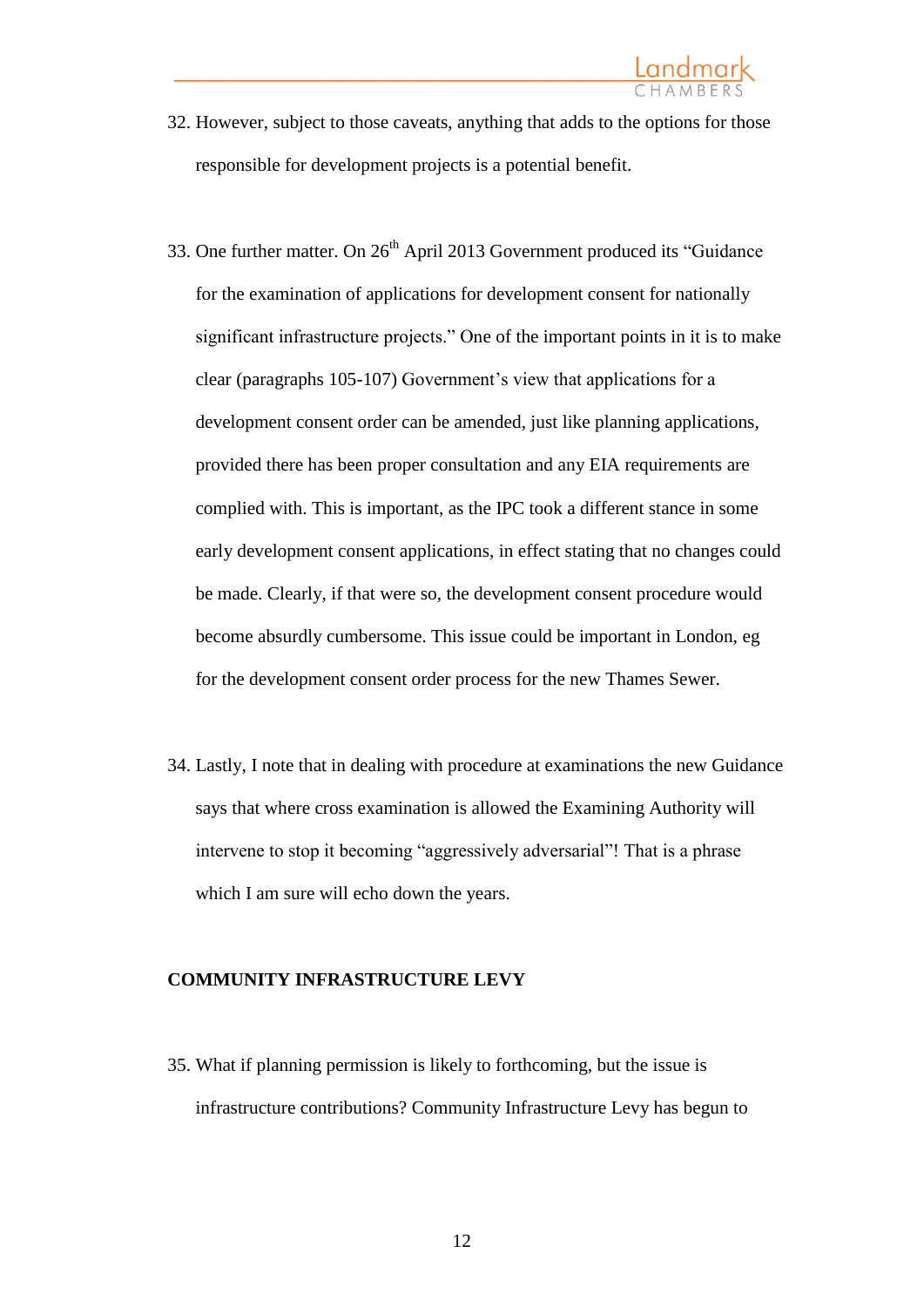32. However, subject to those caveats, anything that adds to the options for those responsible for development projects is a potential benefit.

33. One further matter. On 26th April 2013 Government produced its "Guidance for the examination of applications for development consent for nationally significant infrastructure projects." One of the important points in it is to make clear (paragraphs 105-107) Government's view that applications for a development consent order can be amended, just like planning applications, provided there has been proper consultation and any EIA requirements are complied with. This is important, as the IPC took a different stance in some early development consent applications, in effect stating that no changes could be made. Clearly, if that were so, the development consent procedure would become absurdly cumbersome. This issue could be important in London, eg for the development consent order process for the new Thames Sewer.

34. Lastly, I note that in dealing with procedure at examinations the new Guidance says that where cross examination is allowed the Examining Authority will intervene to stop it becoming "aggressively adversarial"! That is a phrase which I am sure will echo down the years.

**COMMUNITY INFRASTRUCTURE LEVY**

35. What if planning permission is likely to forthcoming, but the issue is infrastructure contributions? Community Infrastructure Levy has begun to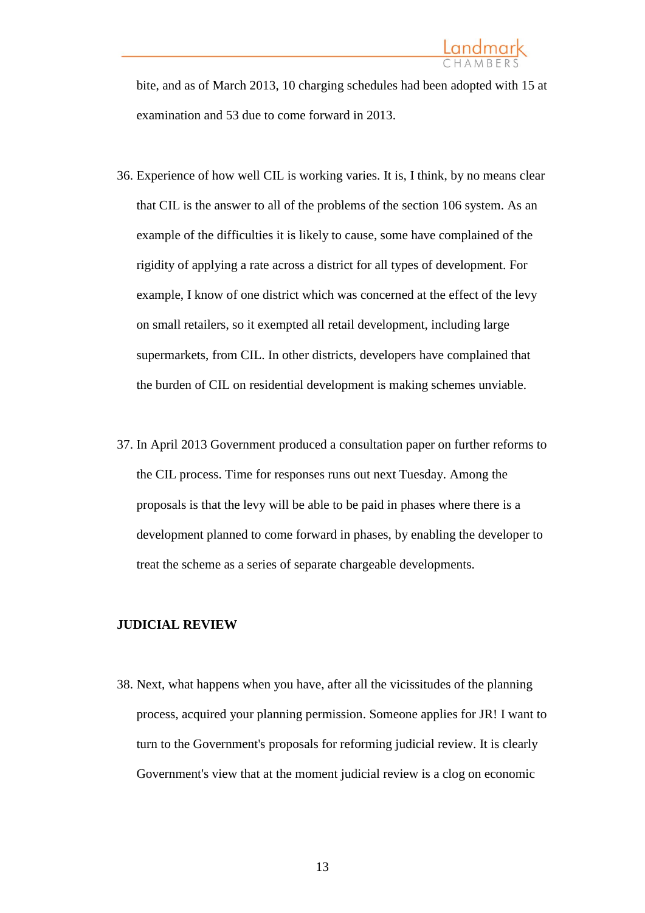bite, and as of March 2013, 10 charging schedules had been adopted with 15 at examination and 53 due to come forward in 2013.

36. Experience of how well CIL is working varies. It is, I think, by no means clear that CIL is the answer to all of the problems of the section 106 system. As an example of the difficulties it is likely to cause, some have complained of the rigidity of applying a rate across a district for all types of development. For example, I know of one district which was concerned at the effect of the levy on small retailers, so it exempted all retail development, including large supermarkets, from CIL. In other districts, developers have complained that the burden of CIL on residential development is making schemes unviable.

37. In April 2013 Government produced a consultation paper on further reforms to the CIL process. Time for responses runs out next Tuesday. Among the proposals is that the levy will be able to be paid in phases where there is a development planned to come forward in phases, by enabling the developer to treat the scheme as a series of separate chargeable developments.

**JUDICIAL REVIEW**

38. Next, what happens when you have, after all the vicissitudes of the planning process, acquired your planning permission. Someone applies for JR! I want to turn to the Government's proposals for reforming judicial review. It is clearly Government's view that at the moment judicial review is a clog on economic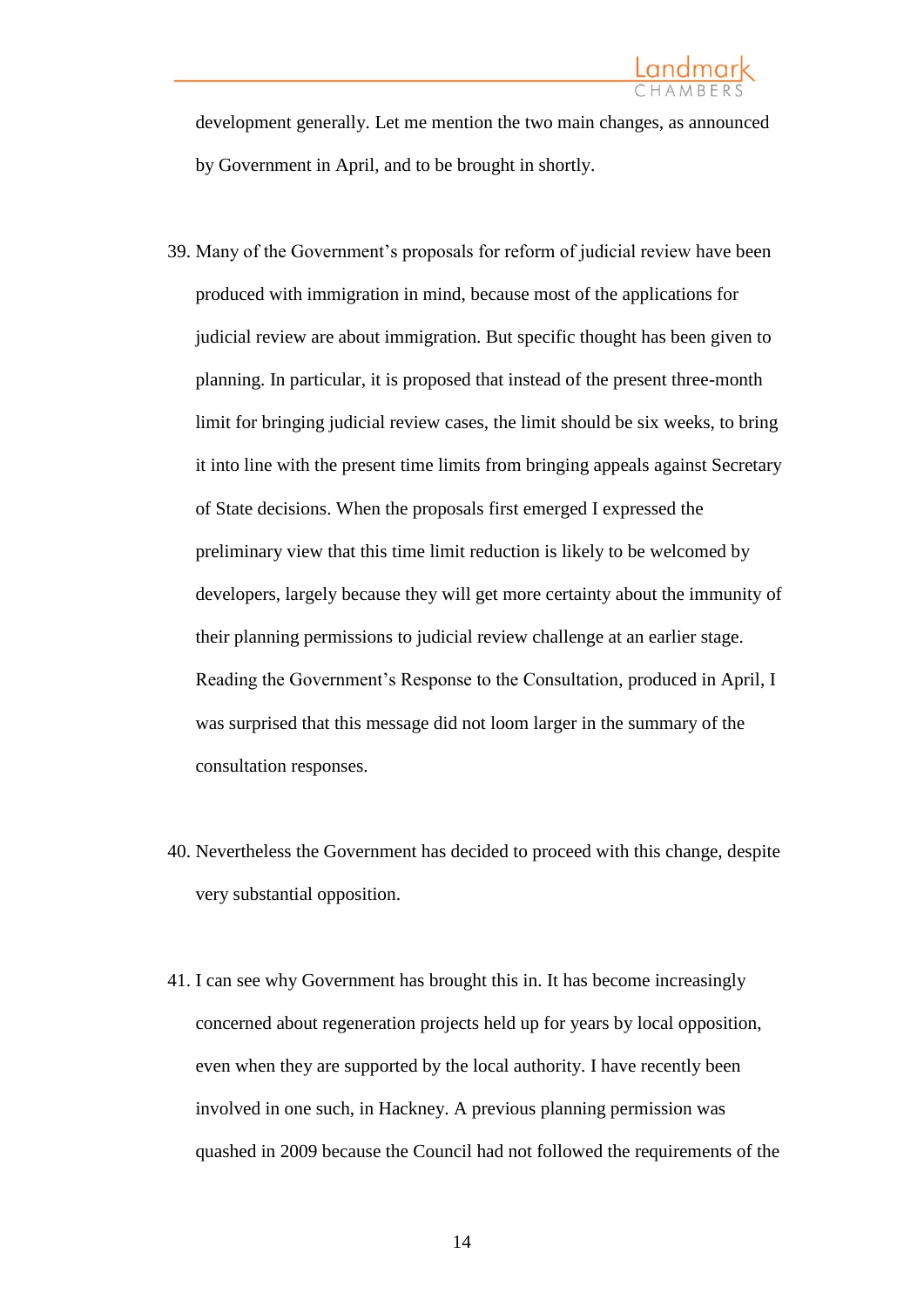development generally. Let me mention the two main changes, as announced by Government in April, and to be brought in shortly.

39. Many of the Government's proposals for reform of judicial review have been produced with immigration in mind, because most of the applications for judicial review are about immigration. But specific thought has been given to planning. In particular, it is proposed that instead of the present three-month limit for bringing judicial review cases, the limit should be six weeks, to bring it into line with the present time limits from bringing appeals against Secretary of State decisions. When the proposals first emerged I expressed the preliminary view that this time limit reduction is likely to be welcomed by developers, largely because they will get more certainty about the immunity of their planning permissions to judicial review challenge at an earlier stage. Reading the Government's Response to the Consultation, produced in April, I was surprised that this message did not loom larger in the summary of the consultation responses.

40. Nevertheless the Government has decided to proceed with this change, despite very substantial opposition.

41. I can see why Government has brought this in. It has become increasingly concerned about regeneration projects held up for years by local opposition, even when they are supported by the local authority. I have recently been involved in one such, in Hackney. A previous planning permission was quashed in 2009 because the Council had not followed the requirements of the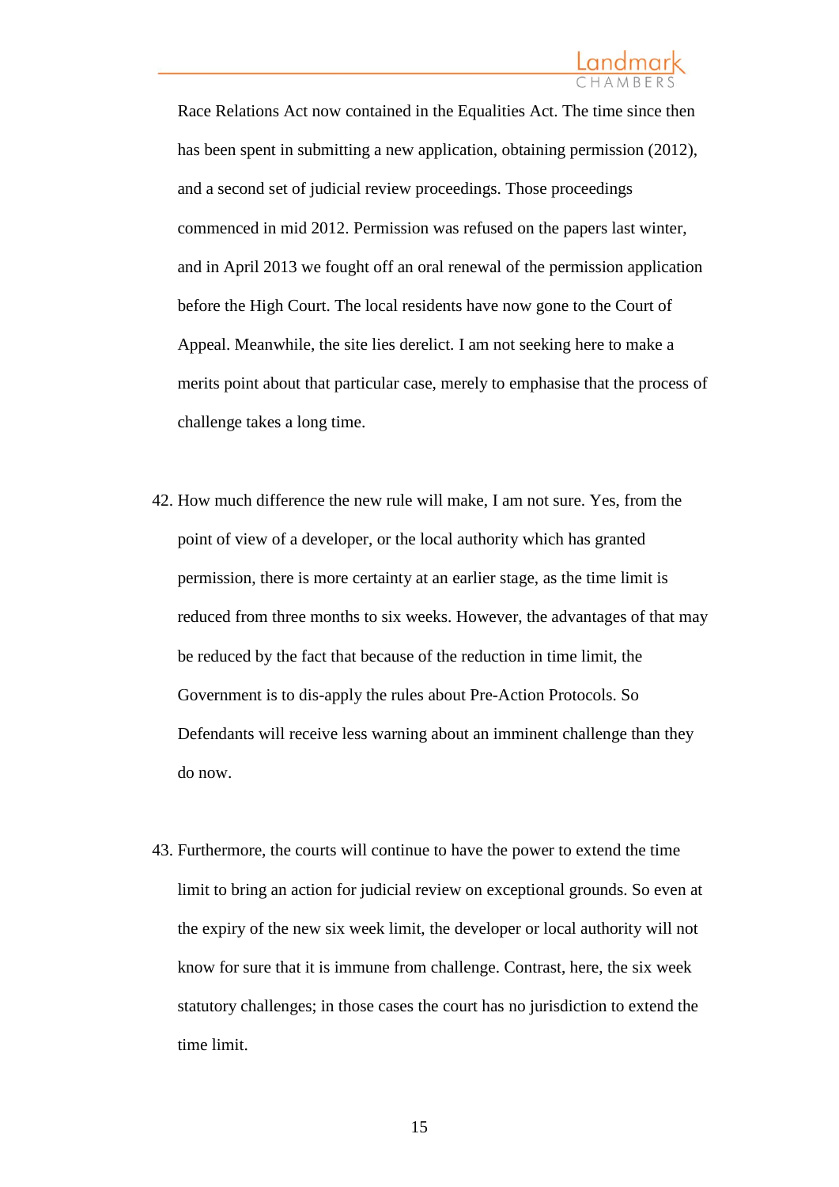Race Relations Act now contained in the Equalities Act. The time since then has been spent in submitting a new application, obtaining permission (2012), and a second set of judicial review proceedings. Those proceedings commenced in mid 2012. Permission was refused on the papers last winter, and in April 2013 we fought off an oral renewal of the permission application before the High Court. The local residents have now gone to the Court of Appeal. Meanwhile, the site lies derelict. I am not seeking here to make a merits point about that particular case, merely to emphasise that the process of challenge takes a long time.

42. How much difference the new rule will make, I am not sure. Yes, from the point of view of a developer, or the local authority which has granted permission, there is more certainty at an earlier stage, as the time limit is reduced from three months to six weeks. However, the advantages of that may be reduced by the fact that because of the reduction in time limit, the Government is to dis-apply the rules about Pre-Action Protocols. So Defendants will receive less warning about an imminent challenge than they do now.

43. Furthermore, the courts will continue to have the power to extend the time limit to bring an action for judicial review on exceptional grounds. So even at the expiry of the new six week limit, the developer or local authority will not know for sure that it is immune from challenge. Contrast, here, the six week statutory challenges; in those cases the court has no jurisdiction to extend the time limit.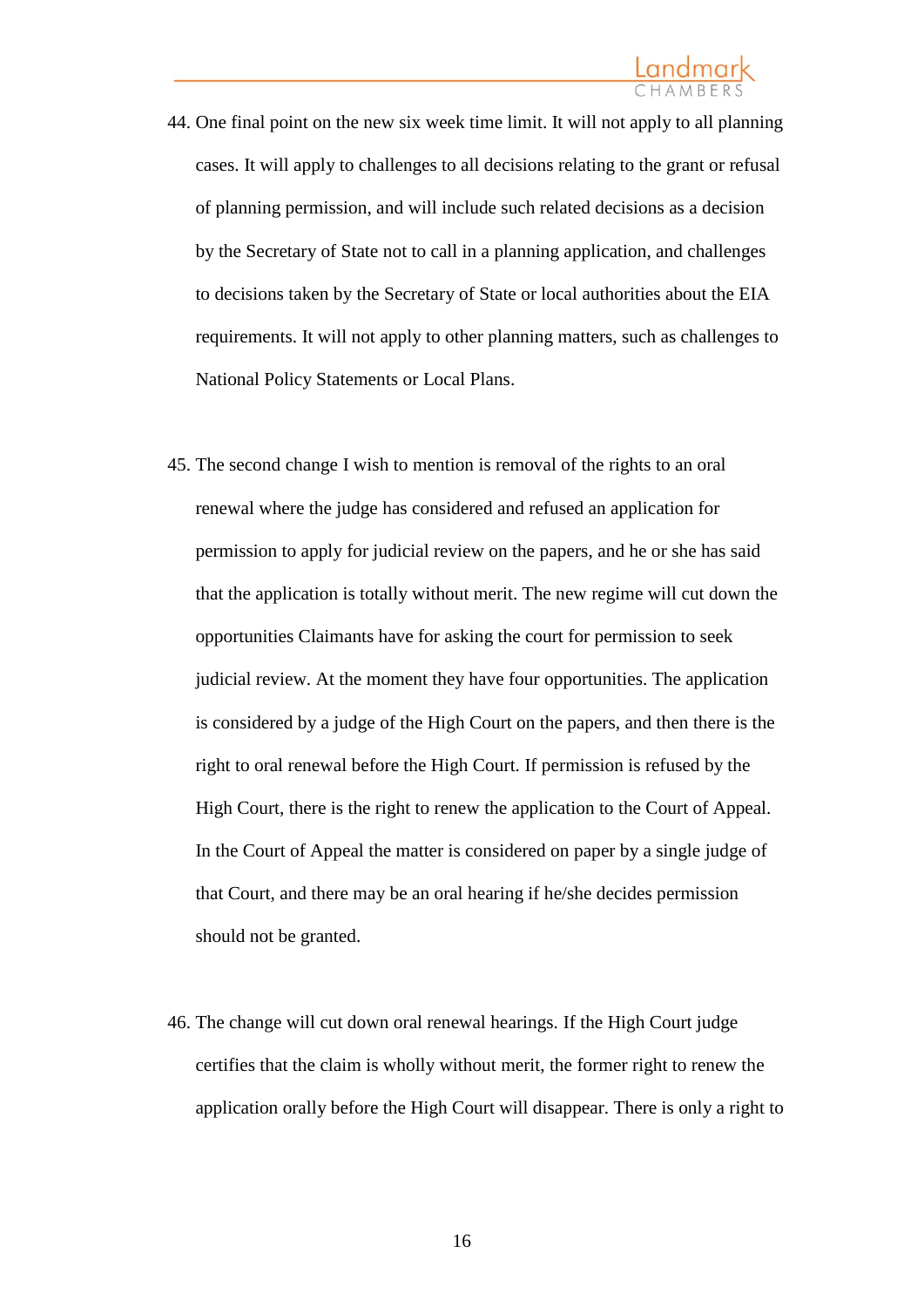44. One final point on the new six week time limit. It will not apply to all planning cases. It will apply to challenges to all decisions relating to the grant or refusal of planning permission, and will include such related decisions as a decision by the Secretary of State not to call in a planning application, and challenges to decisions taken by the Secretary of State or local authorities about the EIA requirements. It will not apply to other planning matters, such as challenges to National Policy Statements or Local Plans.

45. The second change I wish to mention is removal of the rights to an oral renewal where the judge has considered and refused an application for permission to apply for judicial review on the papers, and he or she has said that the application is totally without merit. The new regime will cut down the opportunities Claimants have for asking the court for permission to seek judicial review. At the moment they have four opportunities. The application is considered by a judge of the High Court on the papers, and then there is the right to oral renewal before the High Court. If permission is refused by the High Court, there is the right to renew the application to the Court of Appeal. In the Court of Appeal the matter is considered on paper by a single judge of that Court, and there may be an oral hearing if he/she decides permission should not be granted.

46. The change will cut down oral renewal hearings. If the High Court judge certifies that the claim is wholly without merit, the former right to renew the application orally before the High Court will disappear. There is only a right to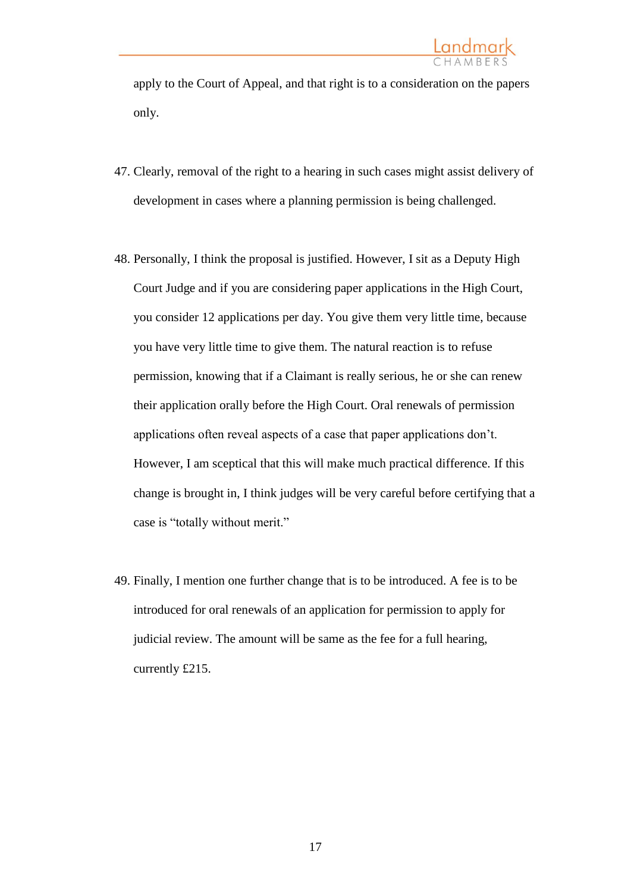apply to the Court of Appeal, and that right is to a consideration on the papers only.

47. Clearly, removal of the right to a hearing in such cases might assist delivery of development in cases where a planning permission is being challenged.

48. Personally, I think the proposal is justified. However, I sit as a Deputy High Court Judge and if you are considering paper applications in the High Court, you consider 12 applications per day. You give them very little time, because you have very little time to give them. The natural reaction is to refuse permission, knowing that if a Claimant is really serious, he or she can renew their application orally before the High Court. Oral renewals of permission applications often reveal aspects of a case that paper applications don't. However, I am sceptical that this will make much practical difference. If this change is brought in, I think judges will be very careful before certifying that a case is "totally without merit."

49. Finally, I mention one further change that is to be introduced. A fee is to be introduced for oral renewals of an application for permission to apply for judicial review. The amount will be same as the fee for a full hearing, currently £215.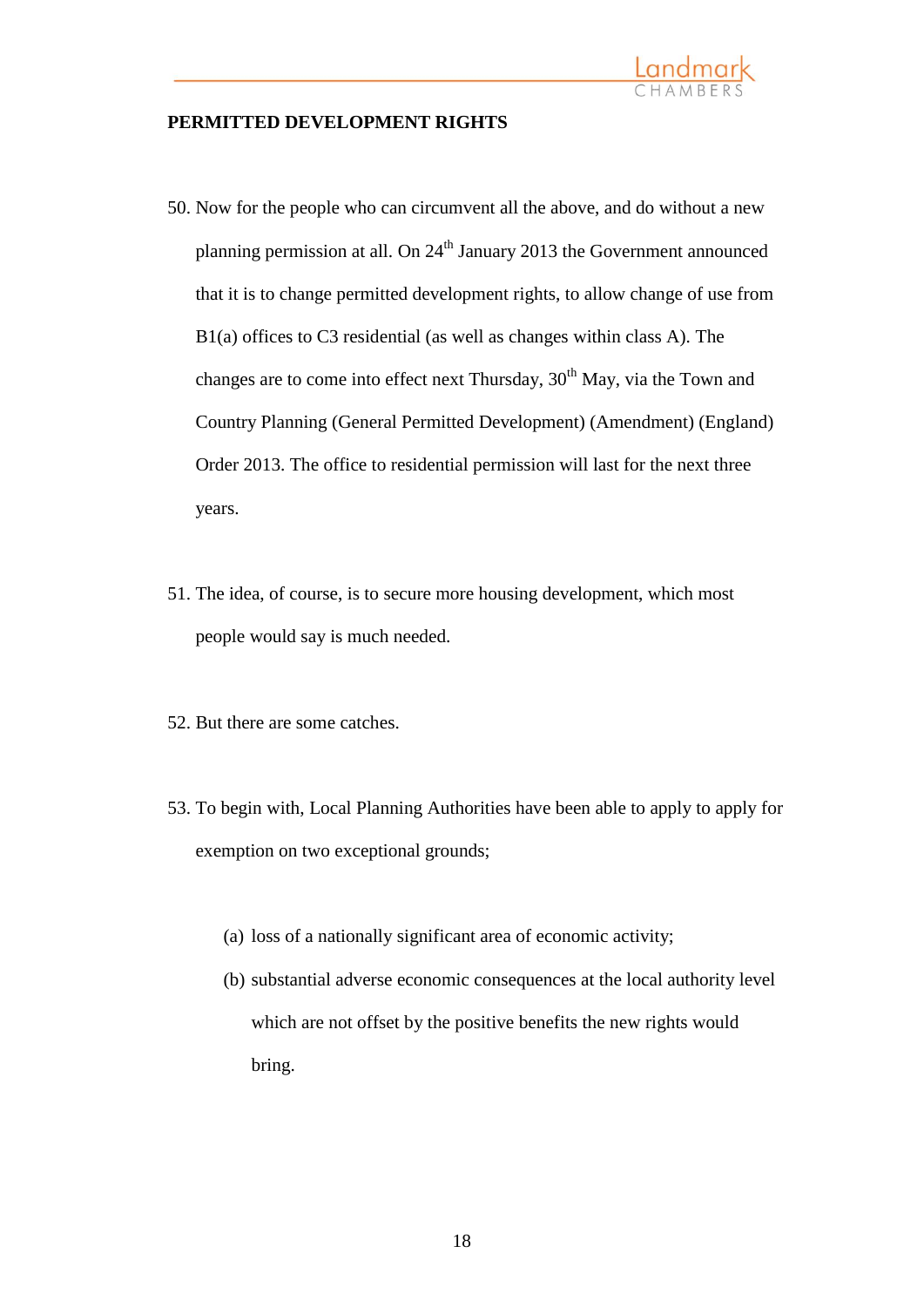**PERMITTED DEVELOPMENT RIGHTS**

50. Now for the people who can circumvent all the above, and do without a new planning permission at all. On 24th January 2013 the Government announced that it is to change permitted development rights, to allow change of use from B1(a) offices to C3 residential (as well as changes within class A). The changes are to come into effect next Thursday, 30th May, via the Town and Country Planning (General Permitted Development) (Amendment) (England) Order 2013. The office to residential permission will last for the next three years.

51. The idea, of course, is to secure more housing development, which most people would say is much needed.

52. But there are some catches.

53. To begin with, Local Planning Authorities have been able to apply to apply for exemption on two exceptional grounds;

    (a) loss of a nationally significant area of economic activity;

    (b) substantial adverse economic consequences at the local authority level which are not offset by the positive benefits the new rights would bring.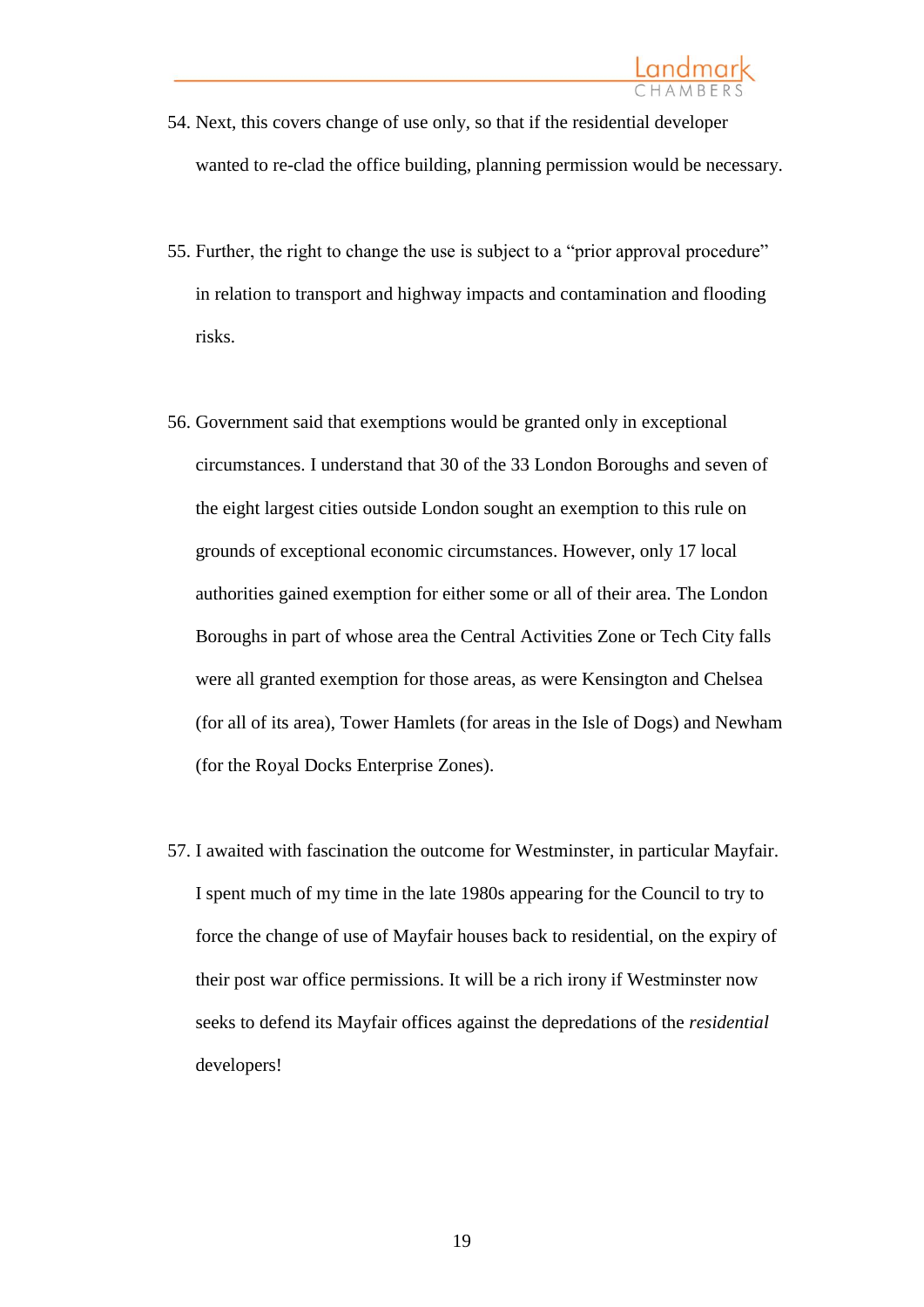54. Next, this covers change of use only, so that if the residential developer wanted to re-clad the office building, planning permission would be necessary.

55. Further, the right to change the use is subject to a "prior approval procedure" in relation to transport and highway impacts and contamination and flooding risks.

56. Government said that exemptions would be granted only in exceptional circumstances. I understand that 30 of the 33 London Boroughs and seven of the eight largest cities outside London sought an exemption to this rule on grounds of exceptional economic circumstances. However, only 17 local authorities gained exemption for either some or all of their area. The London Boroughs in part of whose area the Central Activities Zone or Tech City falls were all granted exemption for those areas, as were Kensington and Chelsea (for all of its area), Tower Hamlets (for areas in the Isle of Dogs) and Newham (for the Royal Docks Enterprise Zones).

57. I awaited with fascination the outcome for Westminster, in particular Mayfair. I spent much of my time in the late 1980s appearing for the Council to try to force the change of use of Mayfair houses back to residential, on the expiry of their post war office permissions. It will be a rich irony if Westminster now seeks to defend its Mayfair offices against the depredations of the *residential* developers!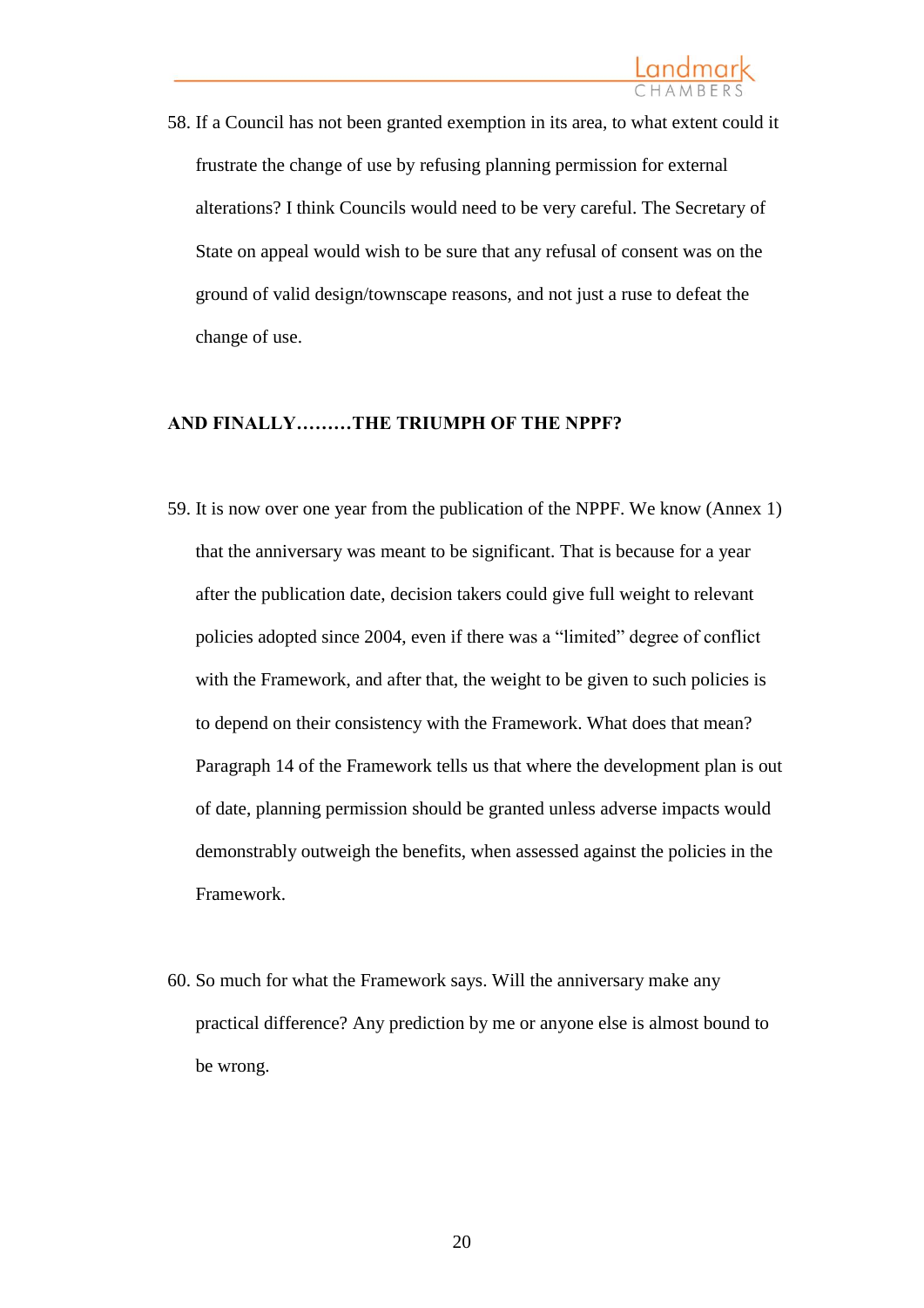58. If a Council has not been granted exemption in its area, to what extent could it frustrate the change of use by refusing planning permission for external alterations? I think Councils would need to be very careful. The Secretary of State on appeal would wish to be sure that any refusal of consent was on the ground of valid design/townscape reasons, and not just a ruse to defeat the change of use.

## AND FINALLY………THE TRIUMPH OF THE NPPF?

59. It is now over one year from the publication of the NPPF. We know (Annex 1) that the anniversary was meant to be significant. That is because for a year after the publication date, decision takers could give full weight to relevant policies adopted since 2004, even if there was a "limited" degree of conflict with the Framework, and after that, the weight to be given to such policies is to depend on their consistency with the Framework. What does that mean? Paragraph 14 of the Framework tells us that where the development plan is out of date, planning permission should be granted unless adverse impacts would demonstrably outweigh the benefits, when assessed against the policies in the Framework.

60. So much for what the Framework says. Will the anniversary make any practical difference? Any prediction by me or anyone else is almost bound to be wrong.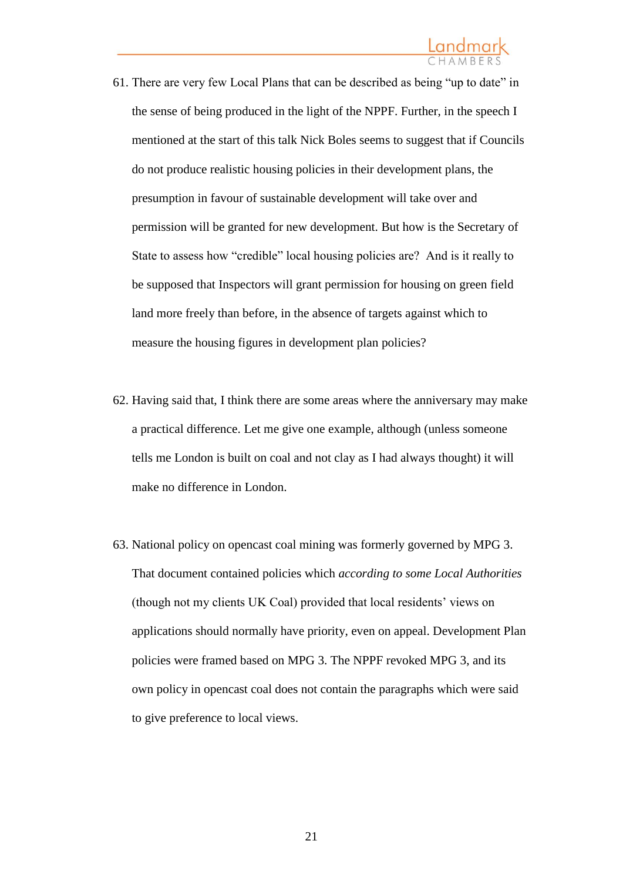61. There are very few Local Plans that can be described as being "up to date" in the sense of being produced in the light of the NPPF. Further, in the speech I mentioned at the start of this talk Nick Boles seems to suggest that if Councils do not produce realistic housing policies in their development plans, the presumption in favour of sustainable development will take over and permission will be granted for new development. But how is the Secretary of State to assess how "credible" local housing policies are? And is it really to be supposed that Inspectors will grant permission for housing on green field land more freely than before, in the absence of targets against which to measure the housing figures in development plan policies?

62. Having said that, I think there are some areas where the anniversary may make a practical difference. Let me give one example, although (unless someone tells me London is built on coal and not clay as I had always thought) it will make no difference in London.

63. National policy on opencast coal mining was formerly governed by MPG 3. That document contained policies which *according to some Local Authorities* (though not my clients UK Coal) provided that local residents' views on applications should normally have priority, even on appeal. Development Plan policies were framed based on MPG 3. The NPPF revoked MPG 3, and its own policy in opencast coal does not contain the paragraphs which were said to give preference to local views.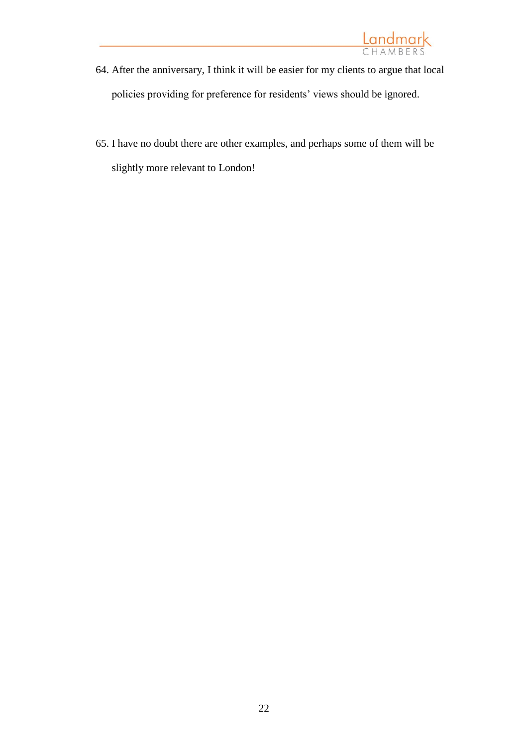64. After the anniversary, I think it will be easier for my clients to argue that local policies providing for preference for residents' views should be ignored.

65. I have no doubt there are other examples, and perhaps some of them will be slightly more relevant to London!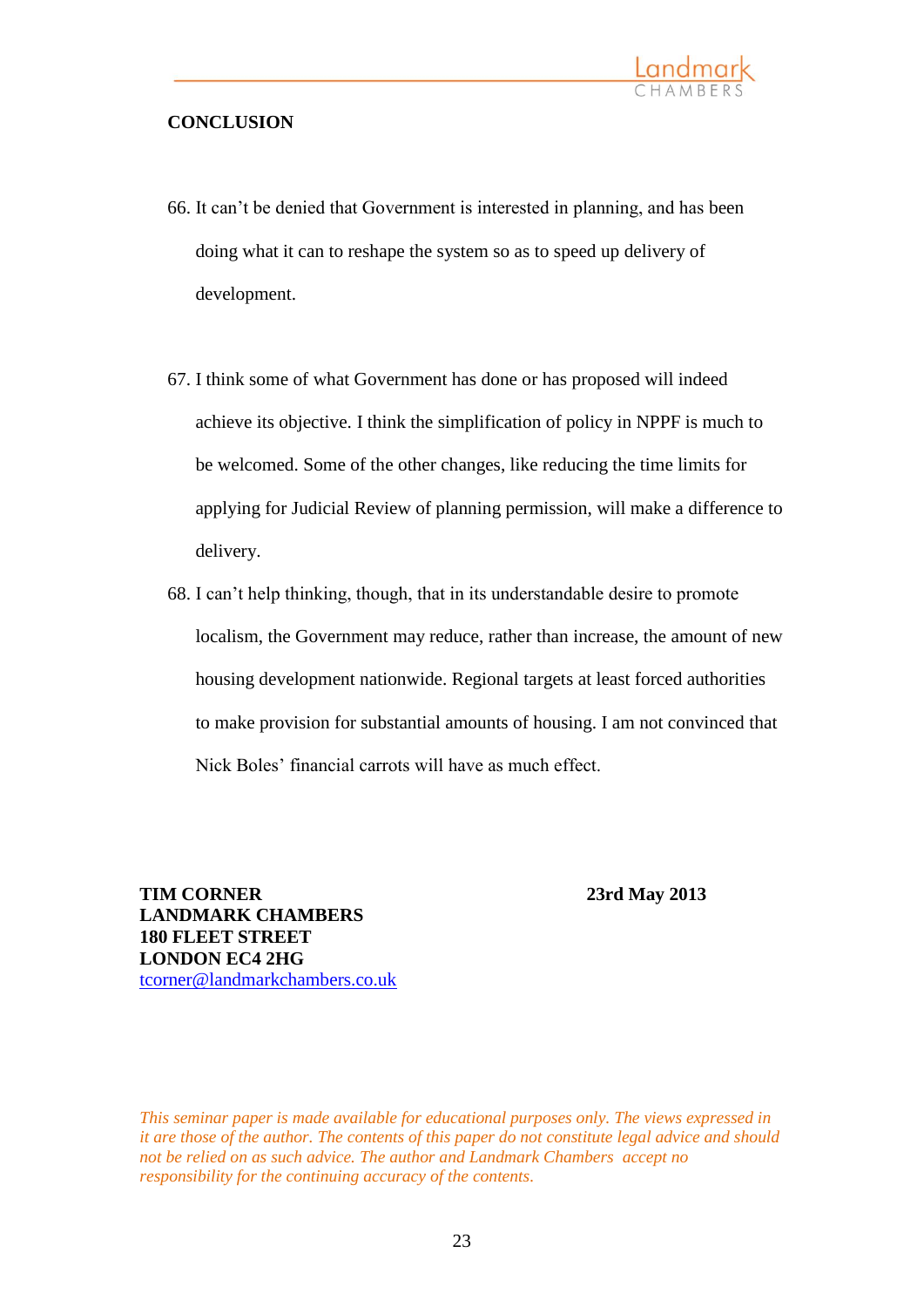**CONCLUSION**

66. It can't be denied that Government is interested in planning, and has been doing what it can to reshape the system so as to speed up delivery of development.

67. I think some of what Government has done or has proposed will indeed achieve its objective. I think the simplification of policy in NPPF is much to be welcomed. Some of the other changes, like reducing the time limits for applying for Judicial Review of planning permission, will make a difference to delivery.

68. I can't help thinking, though, that in its understandable desire to promote localism, the Government may reduce, rather than increase, the amount of new housing development nationwide. Regional targets at least forced authorities to make provision for substantial amounts of housing. I am not convinced that Nick Boles' financial carrots will have as much effect.

**TIM CORNER**
**LANDMARK CHAMBERS**
**180 FLEET STREET**
**LONDON EC4 2HG**
tcorner@landmarkchambers.co.uk

**23rd May 2013**

*This seminar paper is made available for educational purposes only. The views expressed in it are those of the author. The contents of this paper do not constitute legal advice and should not be relied on as such advice. The author and Landmark Chambers accept no responsibility for the continuing accuracy of the contents.*